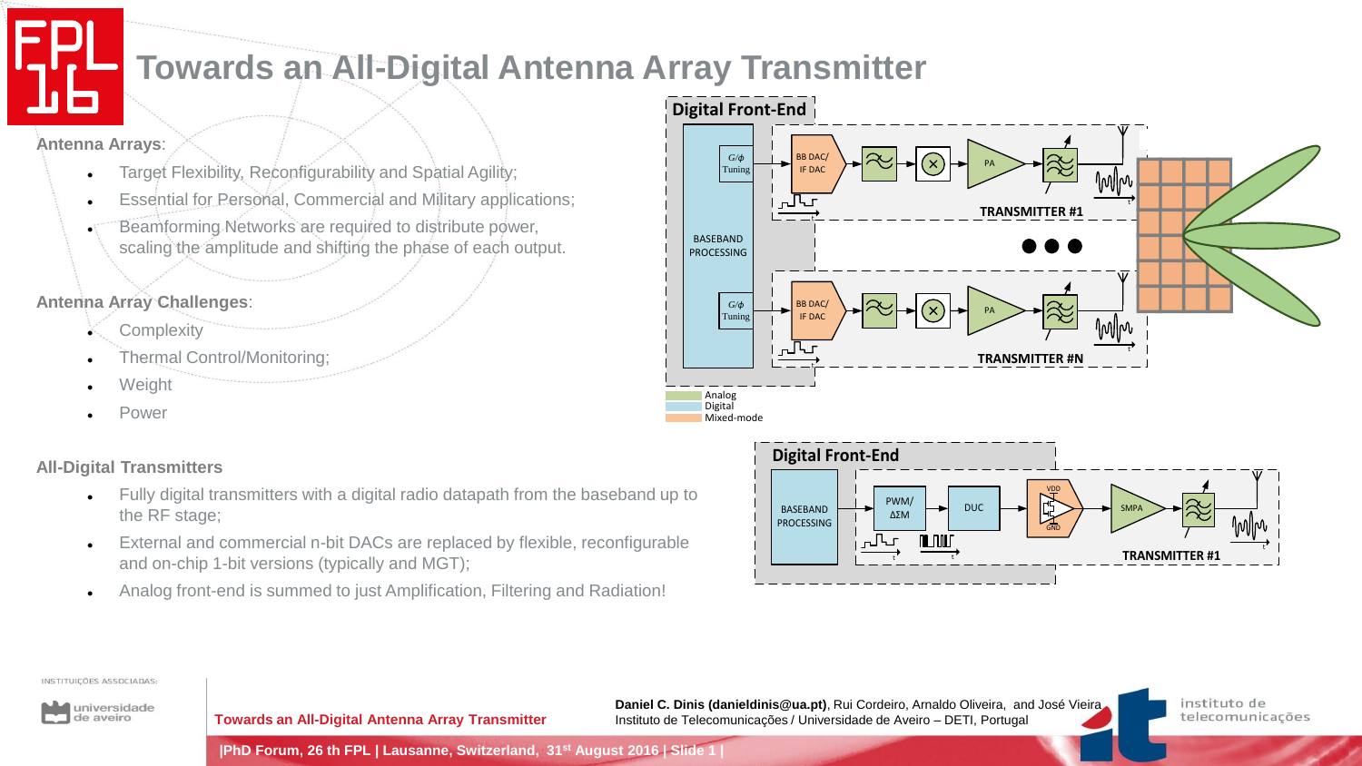# Towards an All-Digital Antenna Array Transmitter

**Antenna Arrays**:

- Target Flexibility, Reconfigurability and Spatial Agility;
- Essential for Personal, Commercial and Military applications;
- Beamforming Networks are required to distribute power, scaling the amplitude and shifting the phase of each output.

**Antenna Array Challenges**:

- Complexity
- Thermal Control/Monitoring;
- Weight
- Power

**All-Digital Transmitters**

- Fully digital transmitters with a digital radio datapath from the baseband up to the RF stage;
- External and commercial n-bit DACs are replaced by flexible, reconfigurable and on-chip 1-bit versions (typically and MGT);
- Analog front-end is summed to just Amplification, Filtering and Radiation!

**Daniel C. Dinis (danieldinis@ua.pt)**, Rui Cordeiro, Arnaldo Oliveira, and José Vieira
Instituto de Telecomunicações / Universidade de Aveiro – DETI, Portugal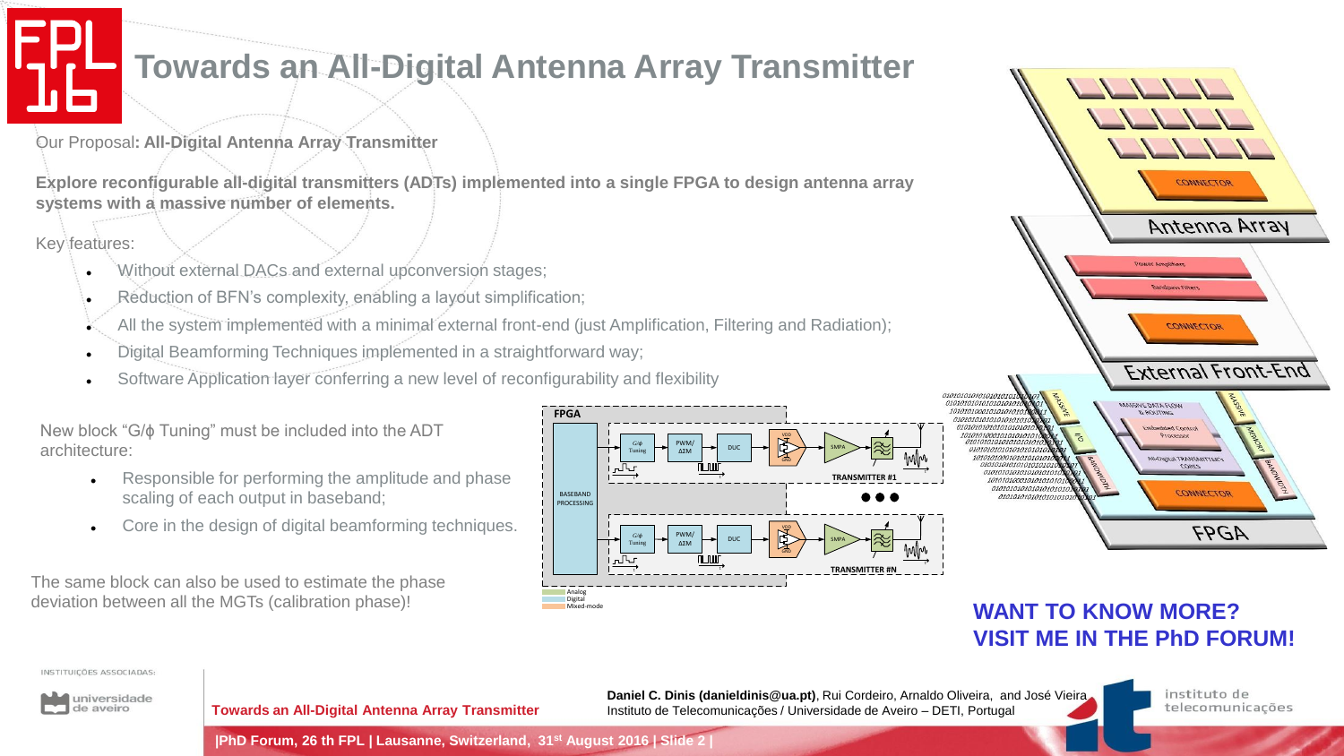# Towards an All-Digital Antenna Array Transmitter

Our Proposal**: All-Digital Antenna Array Transmitter**

**Explore reconfigurable all-digital transmitters (ADTs) implemented into a single FPGA to design antenna array systems with a massive number of elements.**

Key features:

- Without external DACs and external upconversion stages;
- Reduction of BFN's complexity, enabling a layout simplification;
- All the system implemented with a minimal external front-end (just Amplification, Filtering and Radiation);
- Digital Beamforming Techniques implemented in a straightforward way;
- Software Application layer conferring a new level of reconfigurability and flexibility

New block "G/ϕ Tuning" must be included into the ADT architecture:

- Responsible for performing the amplitude and phase scaling of each output in baseband;
- Core in the design of digital beamforming techniques.

The same block can also be used to estimate the phase deviation between all the MGTs (calibration phase)!

FPGA

BASEBAND PROCESSING

G/ϕ Tuning

PWM/ ΔΣM

DUC

SMPA

TRANSMITTER #1

TRANSMITTER #N

Analog

Digital

Mixed-mode

Antenna Array

CONNECTOR

Power Amplifiers

Bandpass Filters

External Front-End

MASSIVE DATA FLOW & ROUTING

Embedded Control Processor

All-Digital TRANSMITTERS CORES

FPGA

**WANT TO KNOW MORE? VISIT ME IN THE PhD FORUM!**

**Daniel C. Dinis (danieldinis@ua.pt)**, Rui Cordeiro, Arnaldo Oliveira, and José Vieira

Instituto de Telecomunicações / Universidade de Aveiro – DETI, Portugal